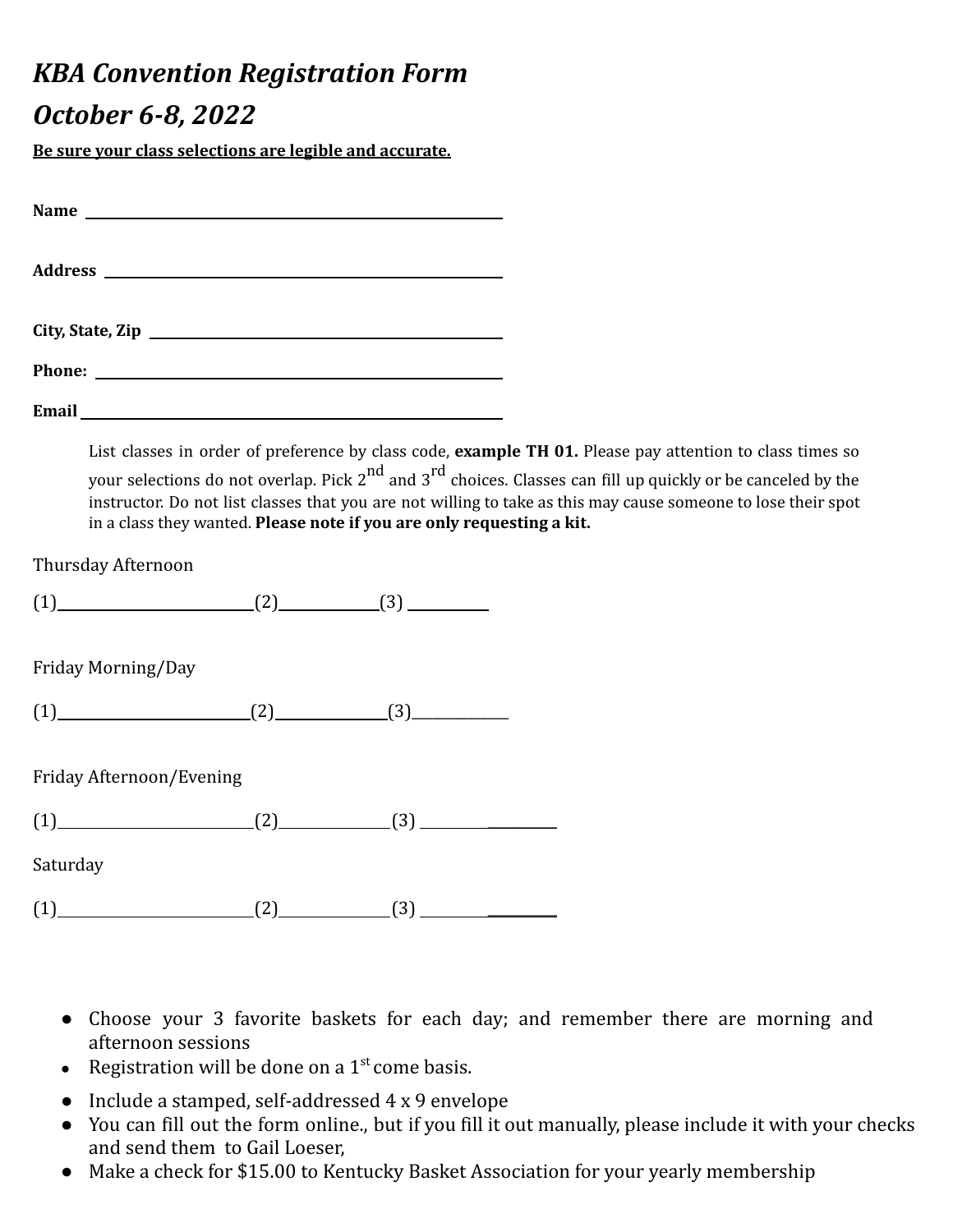# *KBA Convention Registration Form*

# *October 6-8, 2022*

**<u>Be sure your class selections are legible and accurate.</u>**

**Name** ______________________________________________

**Address** ______________________________________________

**City, State, Zip** ______________________________________________

**Phone:** ______________________________________________

**Email** ______________________________________________

List classes in order of preference by class code, **example TH 01.** Please pay attention to class times so your selections do not overlap. Pick 2nd and 3rd choices. Classes can fill up quickly or be canceled by the instructor. Do not list classes that you are not willing to take as this may cause someone to lose their spot in a class they wanted. **Please note if you are only requesting a kit.**

Thursday Afternoon

(1)______________________(2)____________(3) __________

Friday Morning/Day

(1)______________________(2)____________(3)____________

Friday Afternoon/Evening

(1)______________________(2)____________(3) __________________

Saturday

(1)______________________(2)____________(3) __________________

- Choose your 3 favorite baskets for each day; and remember there are morning and afternoon sessions
- Registration will be done on a 1st come basis.
- Include a stamped, self-addressed 4 x 9 envelope
- You can fill out the form online., but if you fill it out manually, please include it with your checks and send them to Gail Loeser,
- Make a check for $15.00 to Kentucky Basket Association for your yearly membership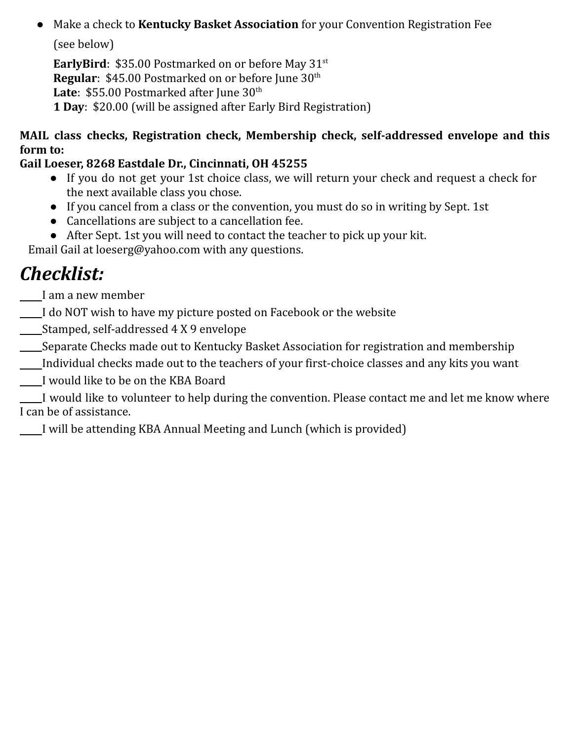- Make a check to **Kentucky Basket Association** for your Convention Registration Fee (see below)

  **EarlyBird**: $35.00 Postmarked on or before May 31st
  **Regular**: $45.00 Postmarked on or before June 30th
  **Late**: $55.00 Postmarked after June 30th
  **1 Day**: $20.00 (will be assigned after Early Bird Registration)

**MAIL class checks, Registration check, Membership check, self-addressed envelope and this form to:**
**Gail Loeser, 8268 Eastdale Dr., Cincinnati, OH 45255**

- If you do not get your 1st choice class, we will return your check and request a check for the next available class you chose.
- If you cancel from a class or the convention, you must do so in writing by Sept. 1st
- Cancellations are subject to a cancellation fee.
- After Sept. 1st you will need to contact the teacher to pick up your kit.

Email Gail at loeserg@yahoo.com with any questions.

## *Checklist:*

_____I am a new member

_____I do NOT wish to have my picture posted on Facebook or the website

_____Stamped, self-addressed 4 X 9 envelope

_____Separate Checks made out to Kentucky Basket Association for registration and membership

_____Individual checks made out to the teachers of your first-choice classes and any kits you want

_____I would like to be on the KBA Board

_____I would like to volunteer to help during the convention. Please contact me and let me know where I can be of assistance.

_____I will be attending KBA Annual Meeting and Lunch (which is provided)